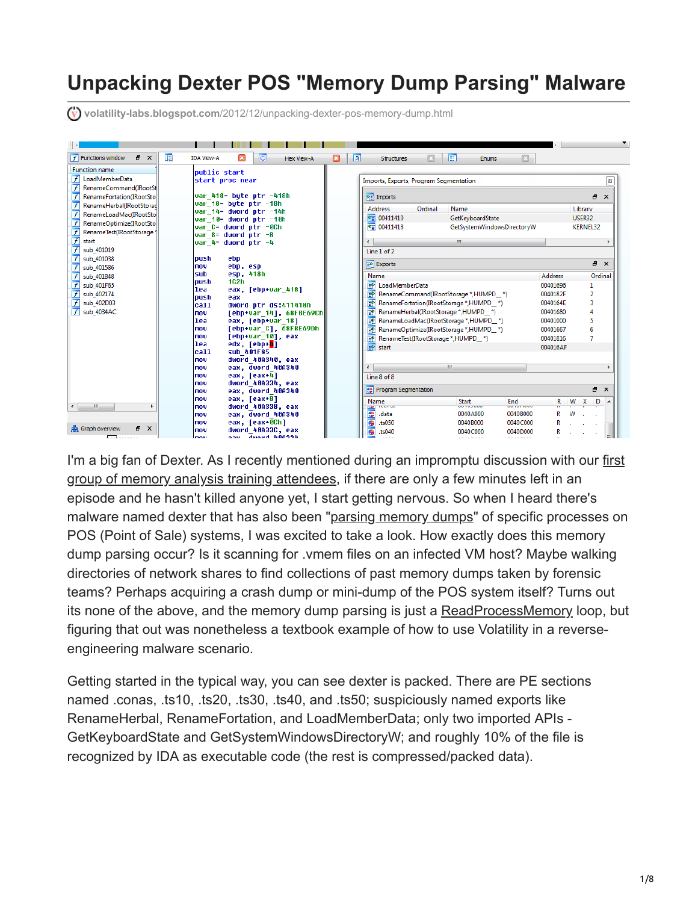# Unpacking Dexter POS "Memory Dump Parsing" Malware

volatility-labs.blogspot.com/2012/12/unpacking-dexter-pos-memory-dump.html

I'm a big fan of Dexter. As I recently mentioned during an impromptu discussion with our first group of memory analysis training attendees, if there are only a few minutes left in an episode and he hasn't killed anyone yet, I start getting nervous. So when I heard there's malware named dexter that has also been "parsing memory dumps" of specific processes on POS (Point of Sale) systems, I was excited to take a look. How exactly does this memory dump parsing occur? Is it scanning for .vmem files on an infected VM host? Maybe walking directories of network shares to find collections of past memory dumps taken by forensic teams? Perhaps acquiring a crash dump or mini-dump of the POS system itself? Turns out its none of the above, and the memory dump parsing is just a ReadProcessMemory loop, but figuring that out was nonetheless a textbook example of how to use Volatility in a reverse-engineering malware scenario.

Getting started in the typical way, you can see dexter is packed. There are PE sections named .conas, .ts10, .ts20, .ts30, .ts40, and .ts50; suspiciously named exports like RenameHerbal, RenameFortation, and LoadMemberData; only two imported APIs - GetKeyboardState and GetSystemWindowsDirectoryW; and roughly 10% of the file is recognized by IDA as executable code (the rest is compressed/packed data).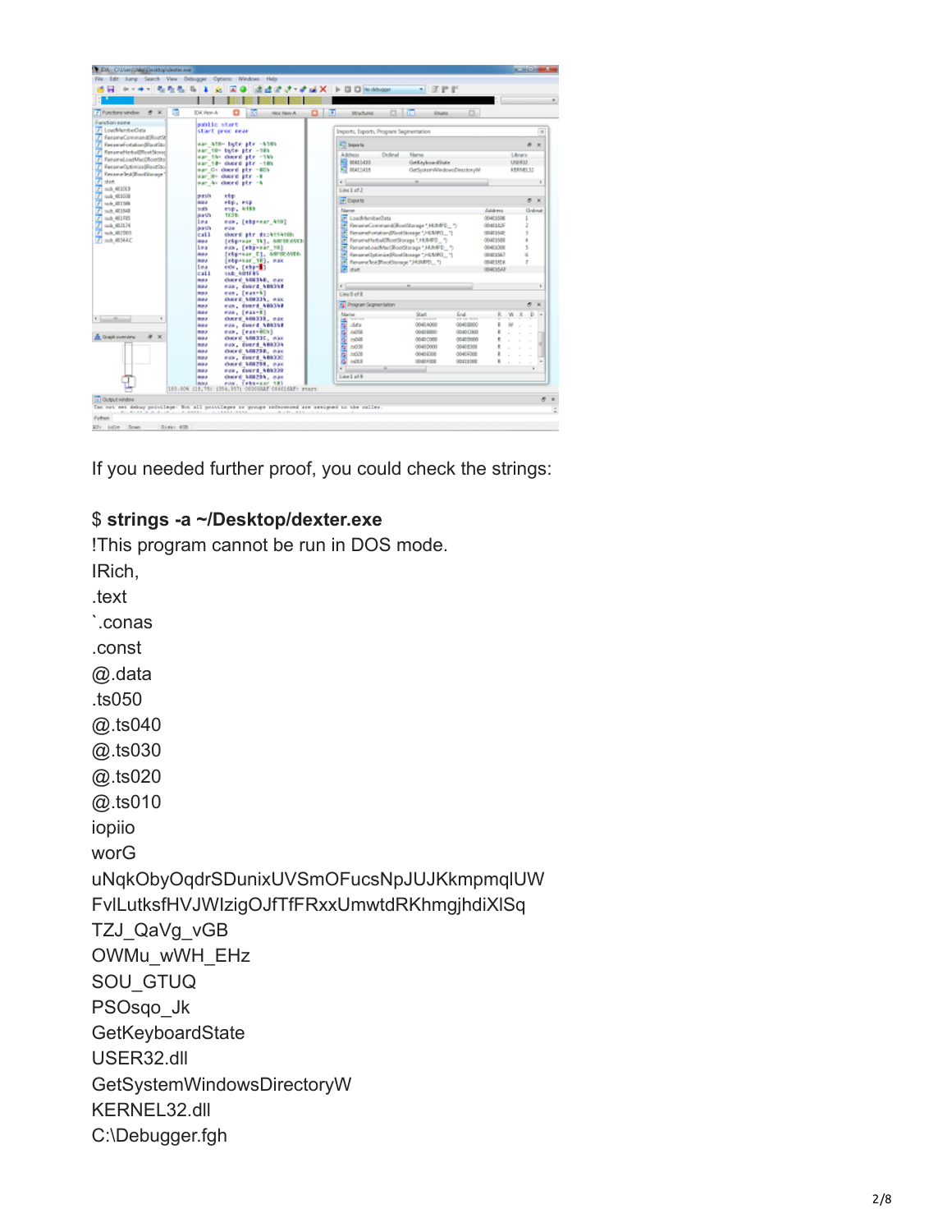If you needed further proof, you could check the strings:

$ **strings -a ~/Desktop/dexter.exe**

```
!This program cannot be run in DOS mode.
IRich,
.text
`.conas
.const
@.data
.ts050
@.ts040
@.ts030
@.ts020
@.ts010
iopiio
worG
uNqkObyOqdrSDunixUVSmOFucsNpJUJKkmpmqlUW
FvlLutksfHVJWIzigOJfTfFRxxUmwtdRKhmgjhdiXlSq
TZJ_QaVg_vGB
OWMu_wWH_EHz
SOU_GTUQ
PSOsqo_Jk
GetKeyboardState
USER32.dll
GetSystemWindowsDirectoryW
KERNEL32.dll
C:\Debugger.fgh
```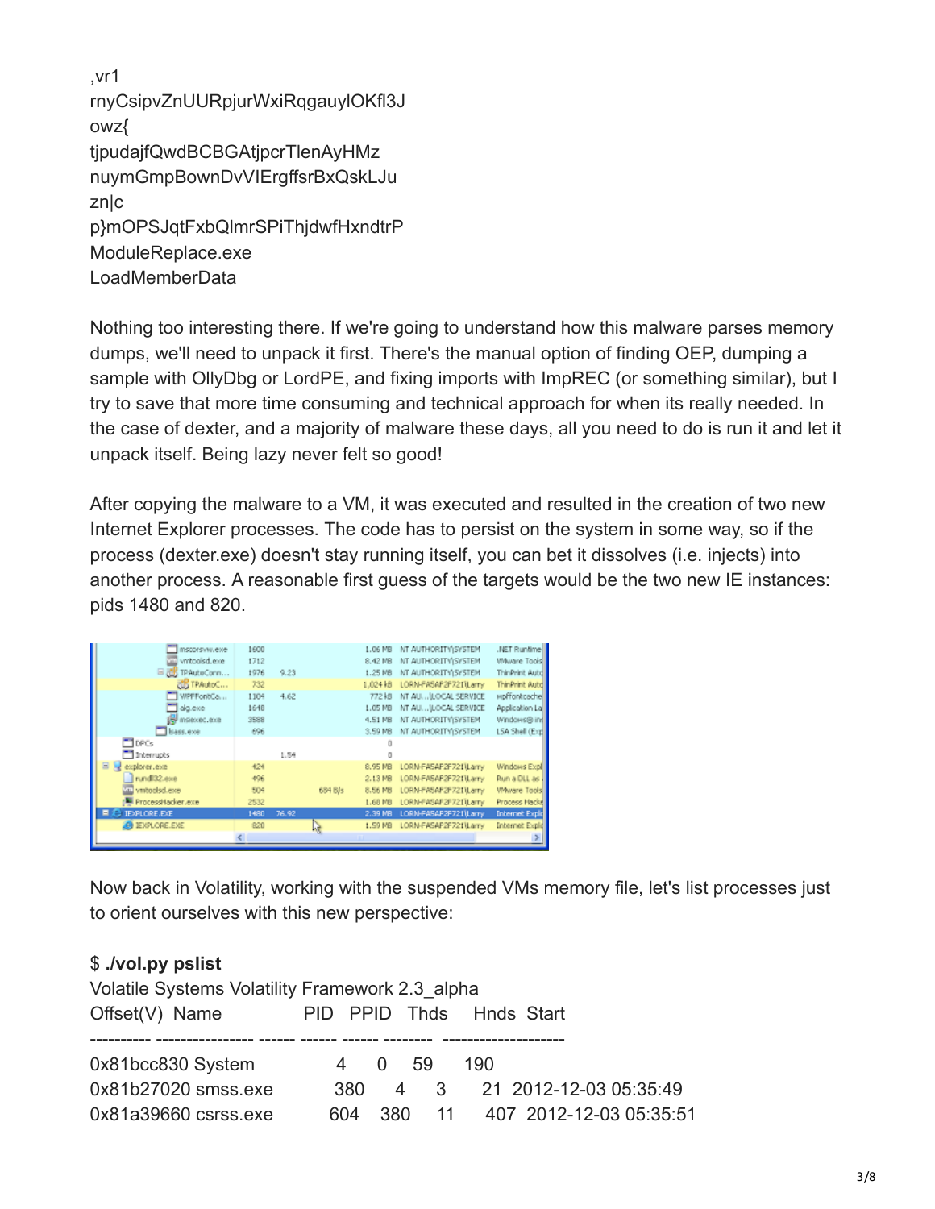```
,vr1
rnyCsipvZnUURpjurWxiRqgauylOKfl3J
owz{
tjpudajfQwdBCBGAtjpcrTlenAyHMz
nuymGmpBownDvVIErgffsrBxQskLJu
zn|c
p}mOPSJqtFxbQlmrSPiThjdwfHxndtrP
ModuleReplace.exe
LoadMemberData
```

Nothing too interesting there. If we're going to understand how this malware parses memory dumps, we'll need to unpack it first. There's the manual option of finding OEP, dumping a sample with OllyDbg or LordPE, and fixing imports with ImpREC (or something similar), but I try to save that more time consuming and technical approach for when its really needed. In the case of dexter, and a majority of malware these days, all you need to do is run it and let it unpack itself. Being lazy never felt so good!

After copying the malware to a VM, it was executed and resulted in the creation of two new Internet Explorer processes. The code has to persist on the system in some way, so if the process (dexter.exe) doesn't stay running itself, you can bet it dissolves (i.e. injects) into another process. A reasonable first guess of the targets would be the two new IE instances: pids 1480 and 820.

Now back in Volatility, working with the suspended VMs memory file, let's list processes just to orient ourselves with this new perspective:

```
$ ./vol.py pslist
Volatile Systems Volatility Framework 2.3_alpha
Offset(V)  Name             PID   PPID   Thds     Hnds  Start
---------- ---------------- ------ ------ ------ --------  --------------------
0x81bcc830 System              4      0     59      190
0x81b27020 smss.exe          380      4      3       21  2012-12-03 05:35:49
0x81a39660 csrss.exe         604    380     11      407  2012-12-03 05:35:51
```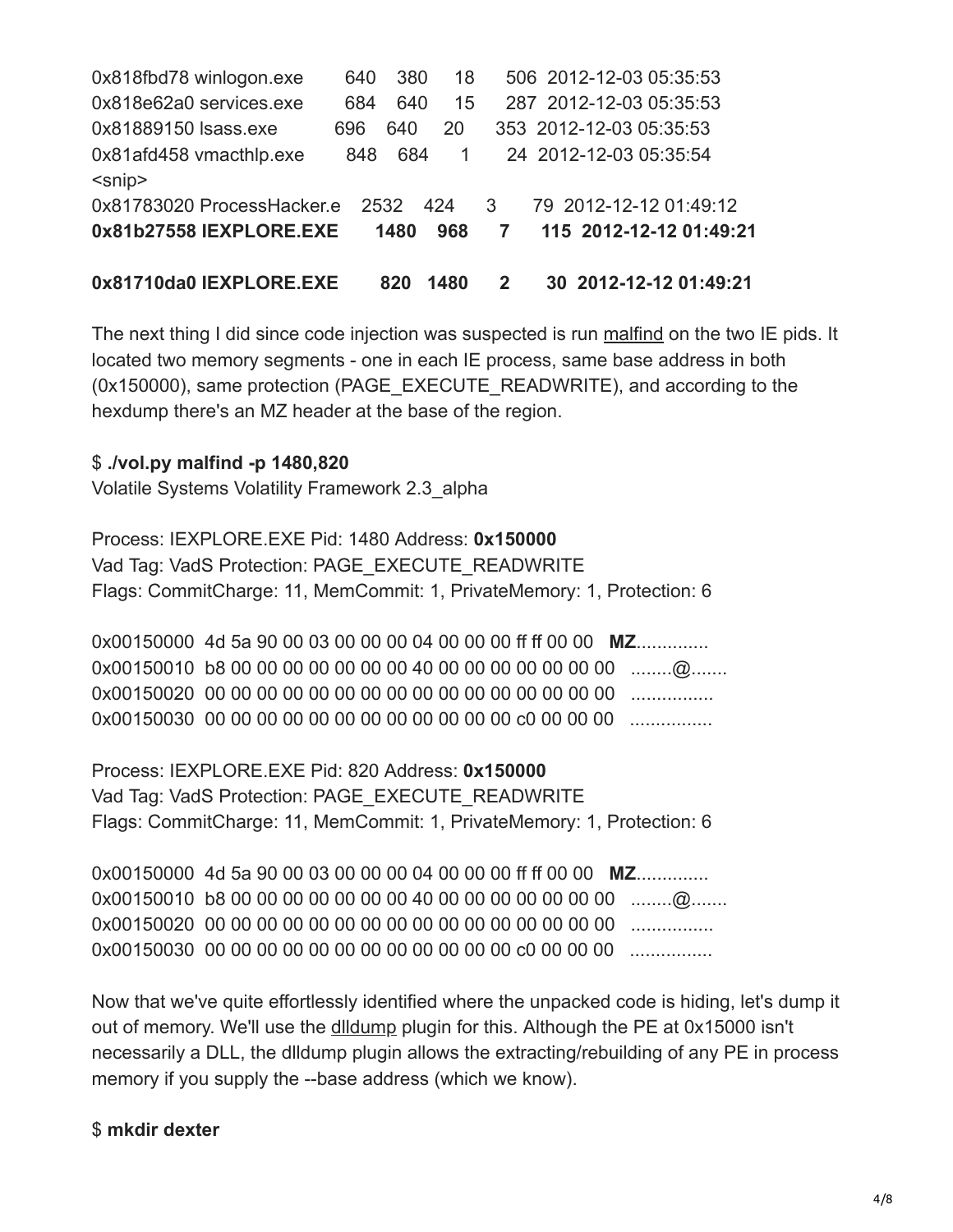```
0x818fbd78 winlogon.exe        640   380   18     506  2012-12-03 05:35:53
0x818e62a0 services.exe        684   640   15     287  2012-12-03 05:35:53
0x81889150 lsass.exe           696   640   20     353  2012-12-03 05:35:53
0x81afd458 vmacthlp.exe        848   684    1      24  2012-12-03 05:35:54
<snip>
0x81783020 ProcessHacker.e    2532   424    3      79  2012-12-12 01:49:12
0x81b27558 IEXPLORE.EXE       1480   968    7     115  2012-12-12 01:49:21

0x81710da0 IEXPLORE.EXE        820  1480    2      30  2012-12-12 01:49:21
```

The next thing I did since code injection was suspected is run malfind on the two IE pids. It located two memory segments - one in each IE process, same base address in both (0x150000), same protection (PAGE_EXECUTE_READWRITE), and according to the hexdump there's an MZ header at the base of the region.

```
$ ./vol.py malfind -p 1480,820
Volatile Systems Volatility Framework 2.3_alpha

Process: IEXPLORE.EXE Pid: 1480 Address: 0x150000
Vad Tag: VadS Protection: PAGE_EXECUTE_READWRITE
Flags: CommitCharge: 11, MemCommit: 1, PrivateMemory: 1, Protection: 6

0x00150000  4d 5a 90 00 03 00 00 00 04 00 00 00 ff ff 00 00   MZ..............
0x00150010  b8 00 00 00 00 00 00 00 40 00 00 00 00 00 00 00   ........@.......
0x00150020  00 00 00 00 00 00 00 00 00 00 00 00 00 00 00 00   ................
0x00150030  00 00 00 00 00 00 00 00 00 00 00 00 c0 00 00 00   ................

Process: IEXPLORE.EXE Pid: 820 Address: 0x150000
Vad Tag: VadS Protection: PAGE_EXECUTE_READWRITE
Flags: CommitCharge: 11, MemCommit: 1, PrivateMemory: 1, Protection: 6

0x00150000  4d 5a 90 00 03 00 00 00 04 00 00 00 ff ff 00 00   MZ..............
0x00150010  b8 00 00 00 00 00 00 00 40 00 00 00 00 00 00 00   ........@.......
0x00150020  00 00 00 00 00 00 00 00 00 00 00 00 00 00 00 00   ................
0x00150030  00 00 00 00 00 00 00 00 00 00 00 00 c0 00 00 00   ................
```

Now that we've quite effortlessly identified where the unpacked code is hiding, let's dump it out of memory. We'll use the dlldump plugin for this. Although the PE at 0x15000 isn't necessarily a DLL, the dlldump plugin allows the extracting/rebuilding of any PE in process memory if you supply the --base address (which we know).

```
$ mkdir dexter
```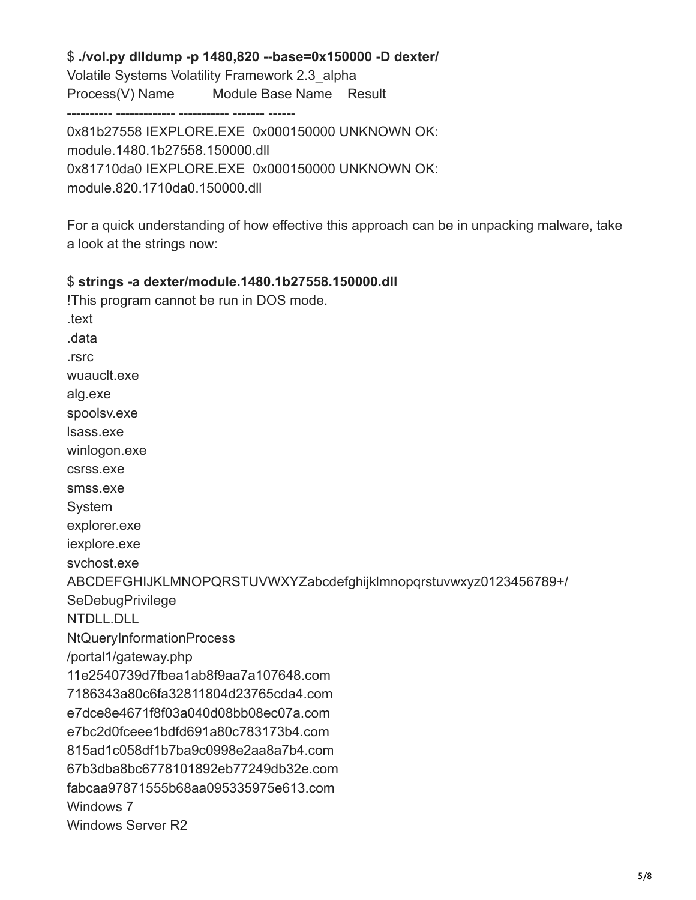$ **./vol.py dlldump -p 1480,820 --base=0x150000 -D dexter/**

```
Volatile Systems Volatility Framework 2.3_alpha
Process(V) Name         Module Base Name    Result
---------- ------------- ----------- ------- ------
0x81b27558 IEXPLORE.EXE  0x000150000 UNKNOWN OK: module.1480.1b27558.150000.dll
0x81710da0 IEXPLORE.EXE  0x000150000 UNKNOWN OK: module.820.1710da0.150000.dll
```

For a quick understanding of how effective this approach can be in unpacking malware, take a look at the strings now:

$ **strings -a dexter/module.1480.1b27558.150000.dll**

```
!This program cannot be run in DOS mode.
.text
.data
.rsrc
wuauclt.exe
alg.exe
spoolsv.exe
lsass.exe
winlogon.exe
csrss.exe
smss.exe
System
explorer.exe
iexplore.exe
svchost.exe
ABCDEFGHIJKLMNOPQRSTUVWXYZabcdefghijklmnopqrstuvwxyz0123456789+/
SeDebugPrivilege
NTDLL.DLL
NtQueryInformationProcess
/portal1/gateway.php
11e2540739d7fbea1ab8f9aa7a107648.com
7186343a80c6fa32811804d23765cda4.com
e7dce8e4671f8f03a040d08bb08ec07a.com
e7bc2d0fceee1bdfd691a80c783173b4.com
815ad1c058df1b7ba9c0998e2aa8a7b4.com
67b3dba8bc6778101892eb77249db32e.com
fabcaa97871555b68aa095335975e613.com
Windows 7
Windows Server R2
```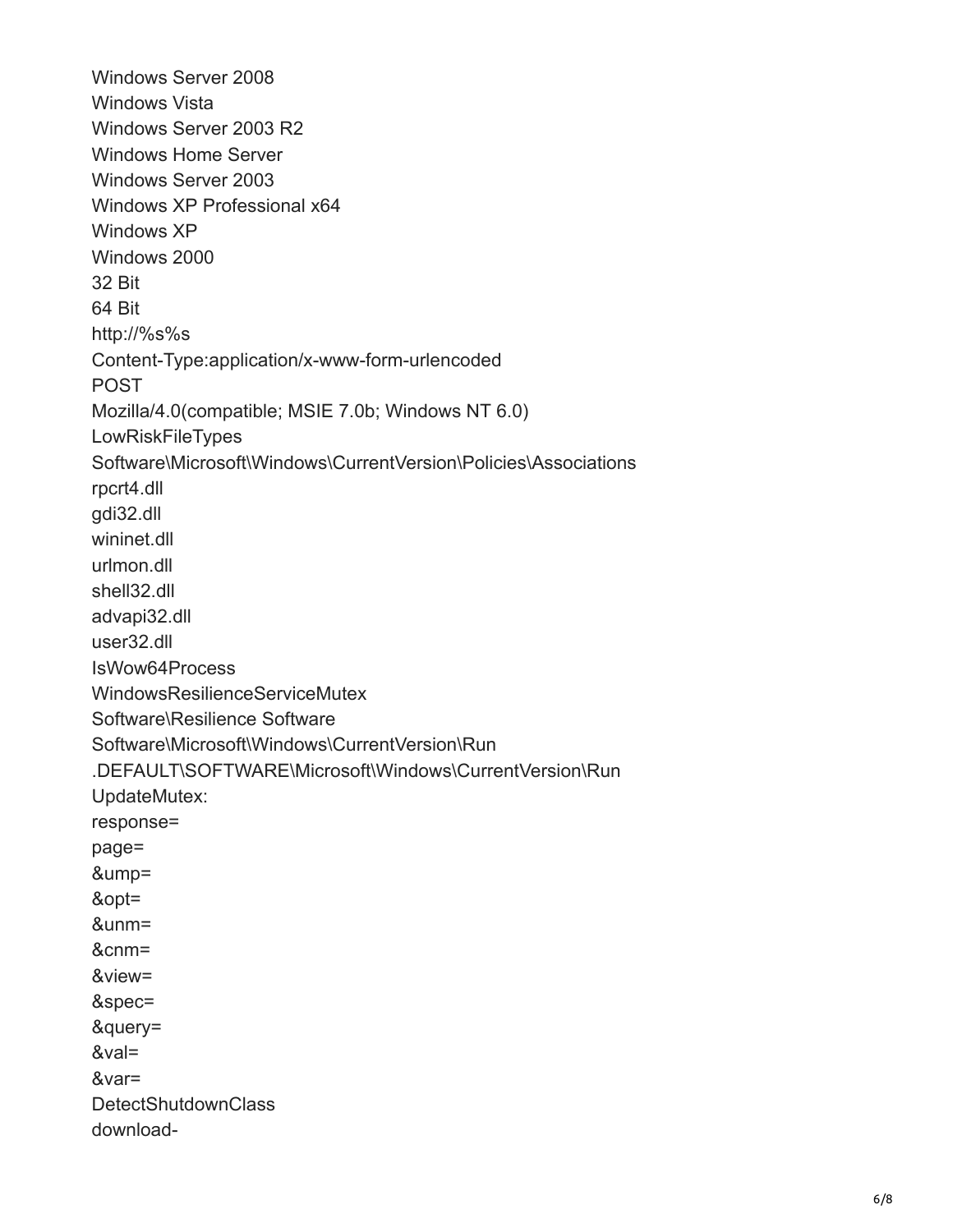Windows Server 2008
Windows Vista
Windows Server 2003 R2
Windows Home Server
Windows Server 2003
Windows XP Professional x64
Windows XP
Windows 2000
32 Bit
64 Bit
http://%s%s
Content-Type:application/x-www-form-urlencoded
POST
Mozilla/4.0(compatible; MSIE 7.0b; Windows NT 6.0)
LowRiskFileTypes
Software\Microsoft\Windows\CurrentVersion\Policies\Associations
rpcrt4.dll
gdi32.dll
wininet.dll
urlmon.dll
shell32.dll
advapi32.dll
user32.dll
IsWow64Process
WindowsResilienceServiceMutex
Software\Resilience Software
Software\Microsoft\Windows\CurrentVersion\Run
.DEFAULT\SOFTWARE\Microsoft\Windows\CurrentVersion\Run
UpdateMutex:
response=
page=
&ump=
&opt=
&unm=
&cnm=
&view=
&spec=
&query=
&val=
&var=
DetectShutdownClass
download-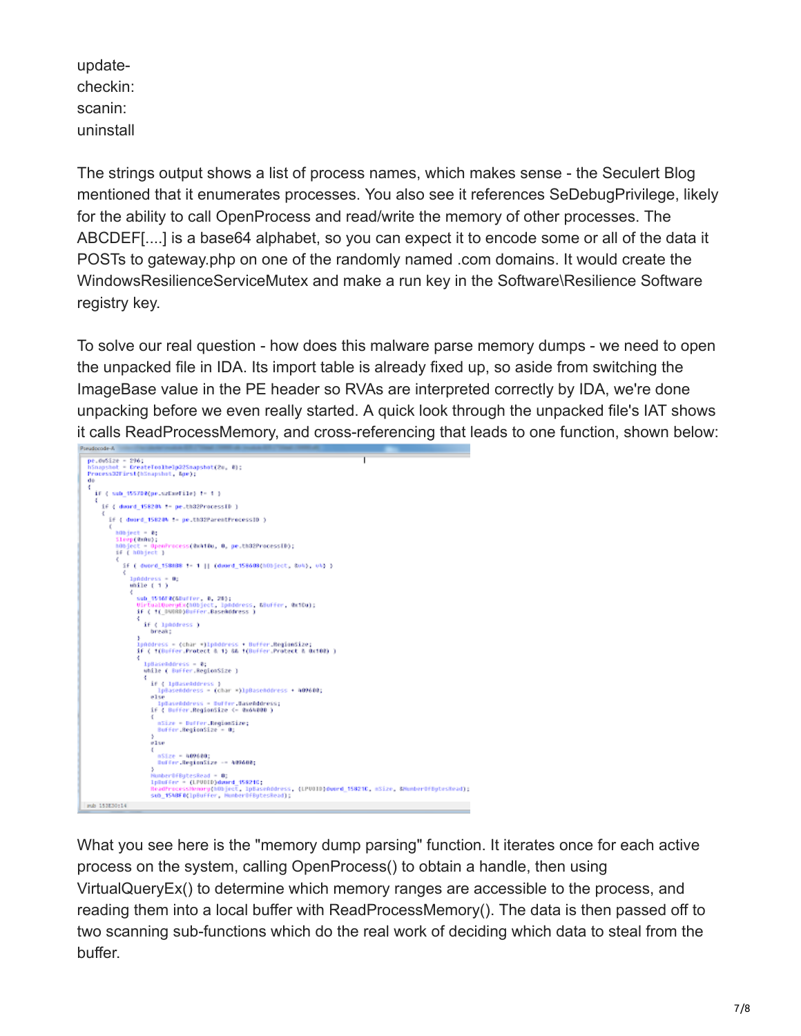update-
checkin:
scanin:
uninstall

The strings output shows a list of process names, which makes sense - the Seculert Blog mentioned that it enumerates processes. You also see it references SeDebugPrivilege, likely for the ability to call OpenProcess and read/write the memory of other processes. The ABCDEF[....] is a base64 alphabet, so you can expect it to encode some or all of the data it POSTs to gateway.php on one of the randomly named .com domains. It would create the WindowsResilienceServiceMutex and make a run key in the Software\Resilience Software registry key.

To solve our real question - how does this malware parse memory dumps - we need to open the unpacked file in IDA. Its import table is already fixed up, so aside from switching the ImageBase value in the PE header so RVAs are interpreted correctly by IDA, we're done unpacking before we even really started. A quick look through the unpacked file's IAT shows it calls ReadProcessMemory, and cross-referencing that leads to one function, shown below:

What you see here is the "memory dump parsing" function. It iterates once for each active process on the system, calling OpenProcess() to obtain a handle, then using VirtualQueryEx() to determine which memory ranges are accessible to the process, and reading them into a local buffer with ReadProcessMemory(). The data is then passed off to two scanning sub-functions which do the real work of deciding which data to steal from the buffer.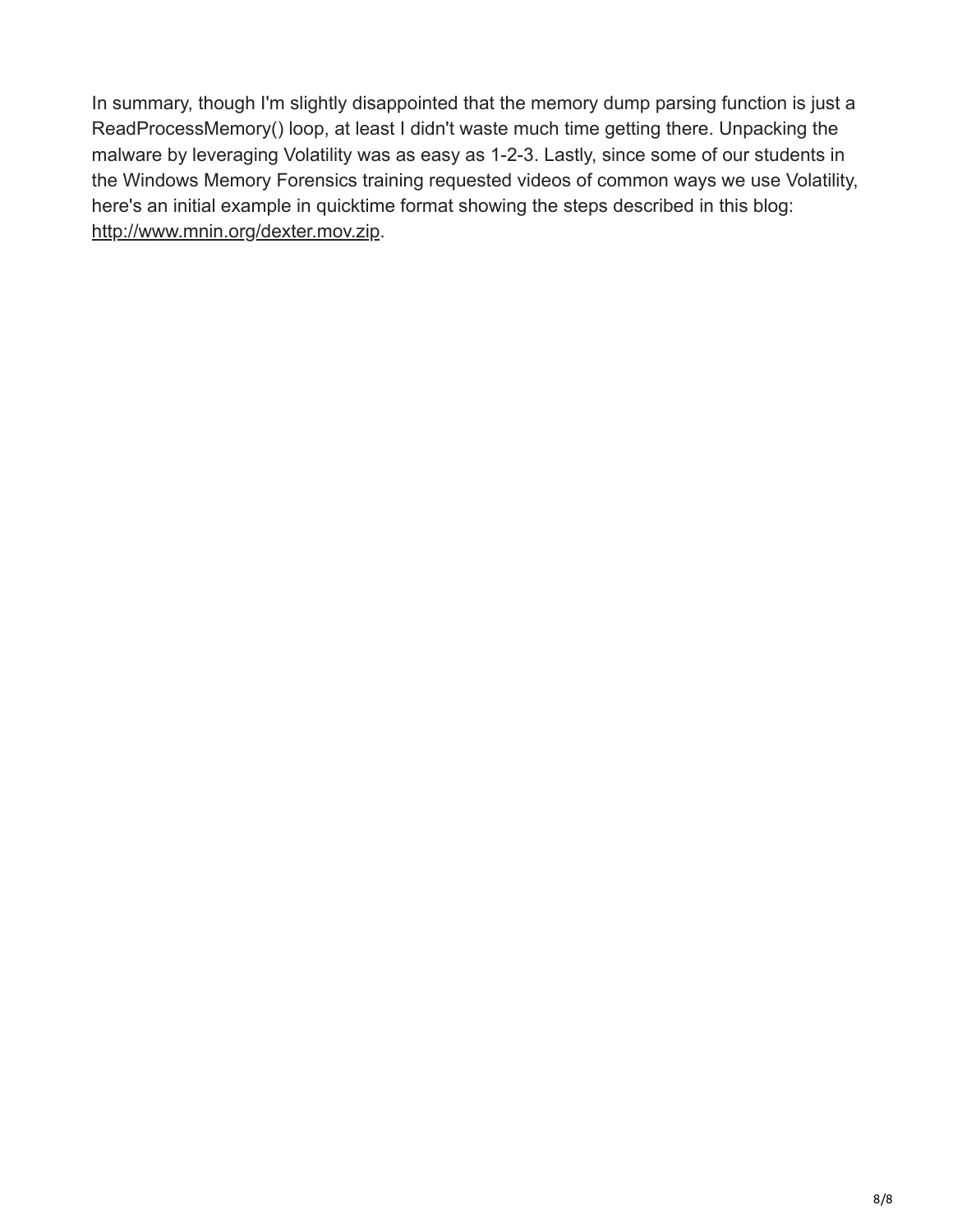In summary, though I'm slightly disappointed that the memory dump parsing function is just a ReadProcessMemory() loop, at least I didn't waste much time getting there. Unpacking the malware by leveraging Volatility was as easy as 1-2-3. Lastly, since some of our students in the Windows Memory Forensics training requested videos of common ways we use Volatility, here's an initial example in quicktime format showing the steps described in this blog: [http://www.mnin.org/dexter.mov.zip](http://www.mnin.org/dexter.mov.zip).